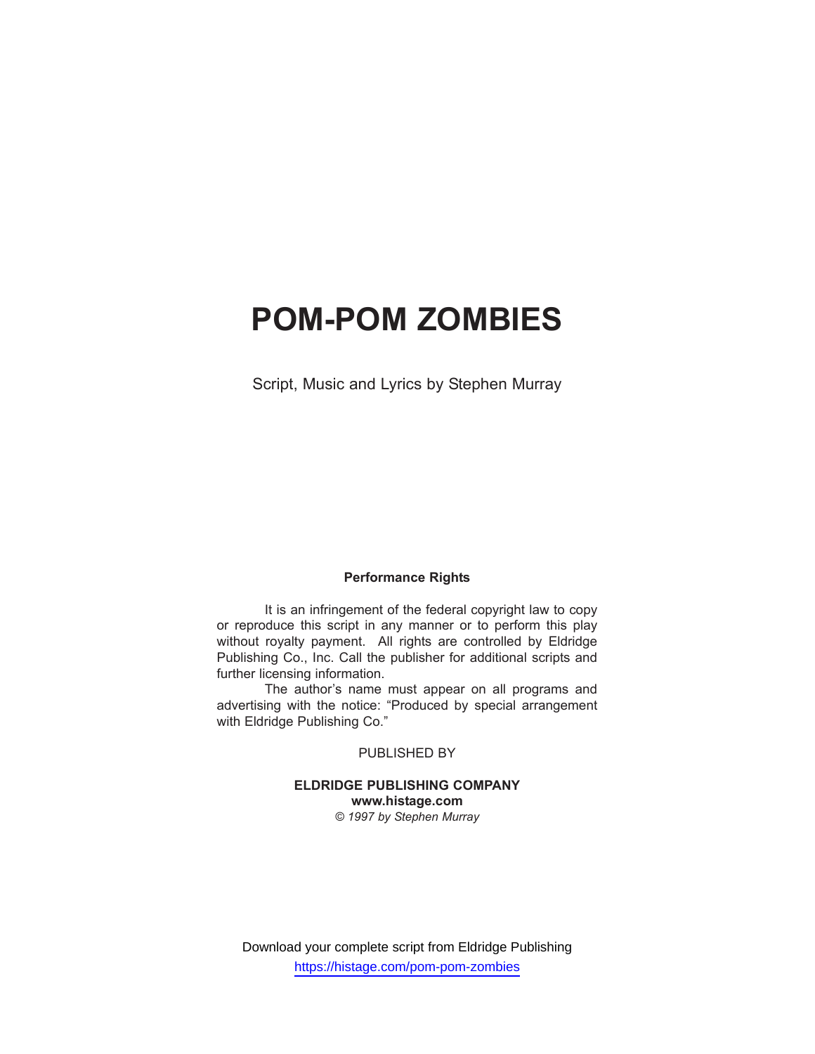# POM-POM ZOMBIES

Script, Music and Lyrics by Stephen Murray

**Performance Rights**

It is an infringement of the federal copyright law to copy or reproduce this script in any manner or to perform this play without royalty payment. All rights are controlled by Eldridge Publishing Co., Inc. Call the publisher for additional scripts and further licensing information.

The author's name must appear on all programs and advertising with the notice: "Produced by special arrangement with Eldridge Publishing Co."

PUBLISHED BY

**ELDRIDGE PUBLISHING COMPANY**
**www.histage.com**
*© 1997 by Stephen Murray*

Download your complete script from Eldridge Publishing
https://histage.com/pom-pom-zombies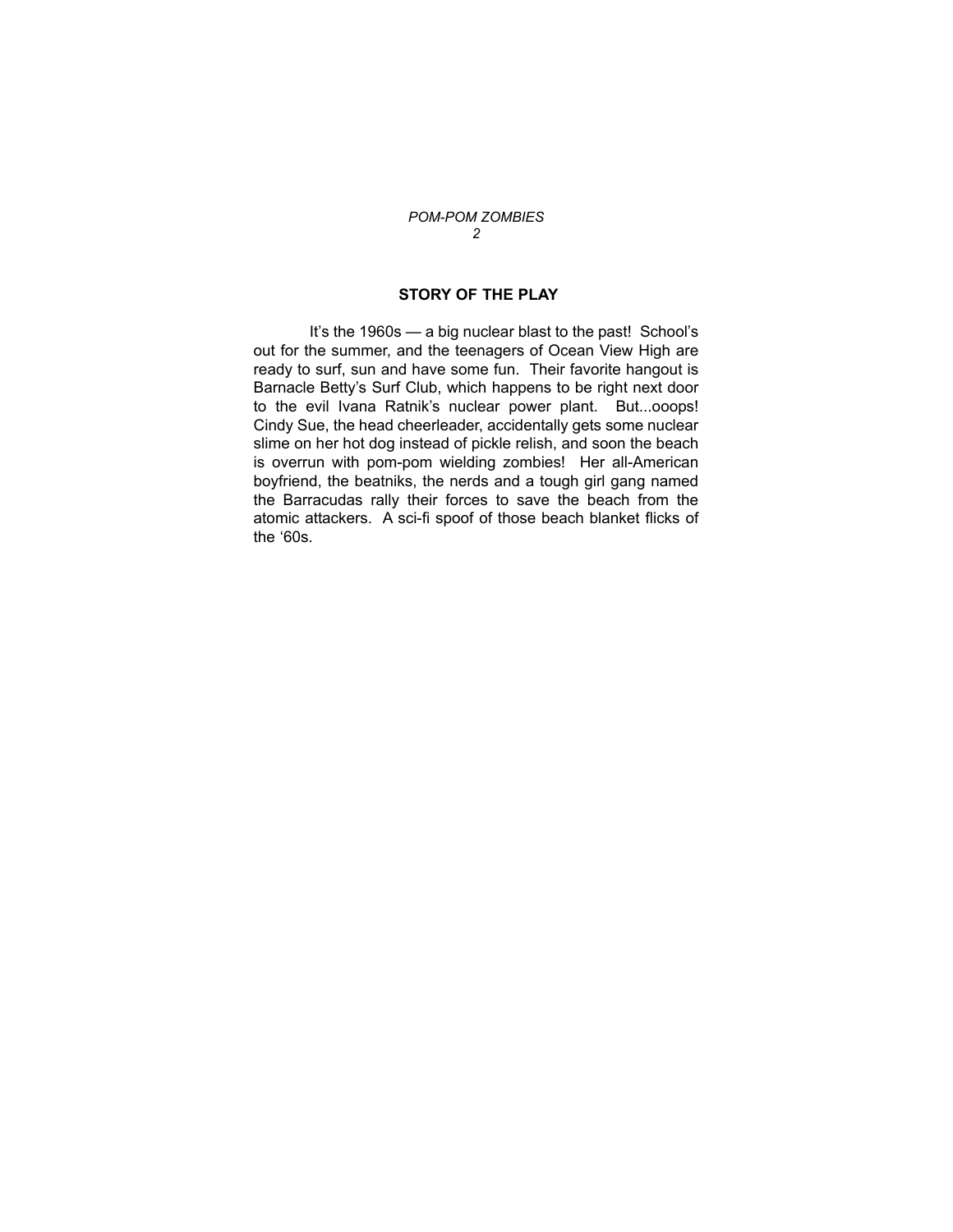## STORY OF THE PLAY

It's the 1960s — a big nuclear blast to the past! School's out for the summer, and the teenagers of Ocean View High are ready to surf, sun and have some fun. Their favorite hangout is Barnacle Betty's Surf Club, which happens to be right next door to the evil Ivana Ratnik's nuclear power plant. But...ooops! Cindy Sue, the head cheerleader, accidentally gets some nuclear slime on her hot dog instead of pickle relish, and soon the beach is overrun with pom-pom wielding zombies! Her all-American boyfriend, the beatniks, the nerds and a tough girl gang named the Barracudas rally their forces to save the beach from the atomic attackers. A sci-fi spoof of those beach blanket flicks of the '60s.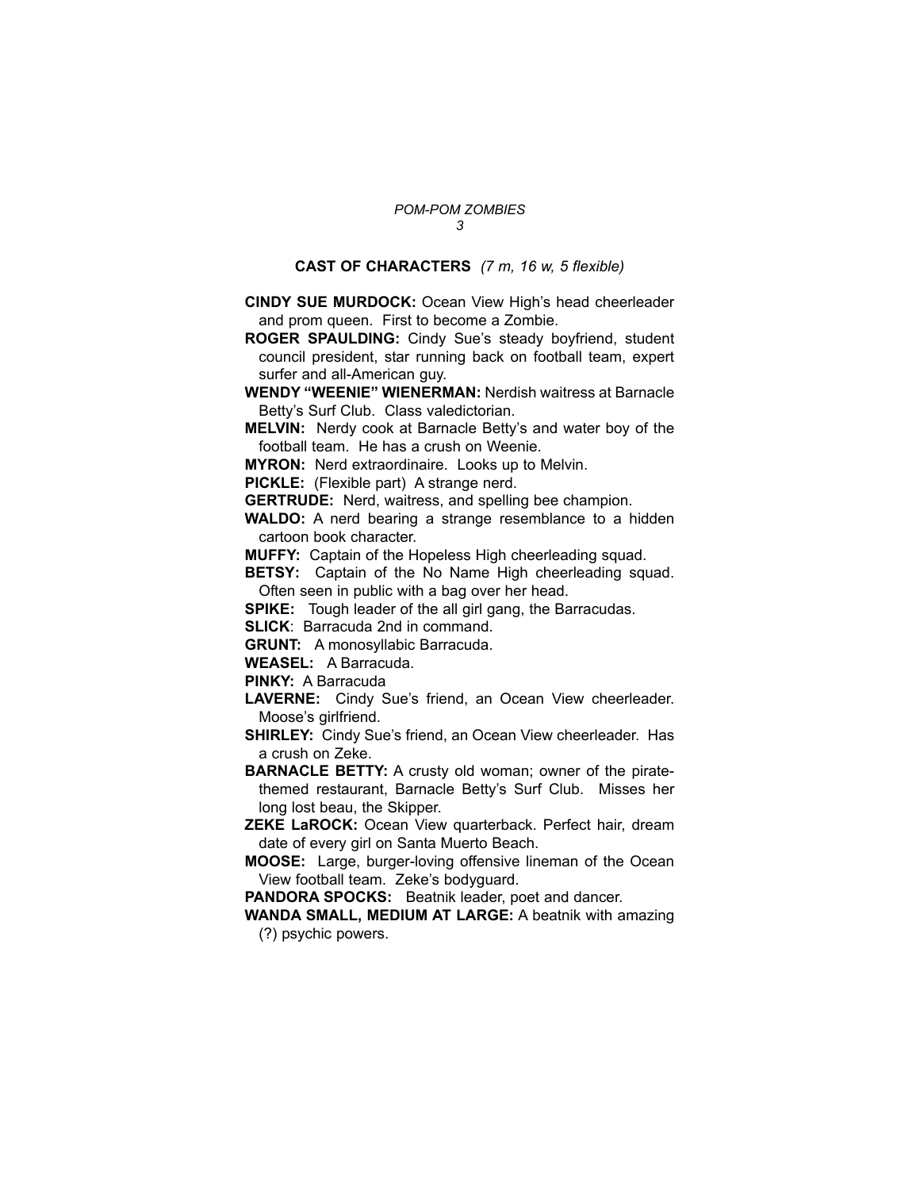## CAST OF CHARACTERS *(7 m, 16 w, 5 flexible)*

**CINDY SUE MURDOCK:** Ocean View High's head cheerleader and prom queen. First to become a Zombie.

**ROGER SPAULDING:** Cindy Sue's steady boyfriend, student council president, star running back on football team, expert surfer and all-American guy.

**WENDY "WEENIE" WIENERMAN:** Nerdish waitress at Barnacle Betty's Surf Club. Class valedictorian.

**MELVIN:** Nerdy cook at Barnacle Betty's and water boy of the football team. He has a crush on Weenie.

**MYRON:** Nerd extraordinaire. Looks up to Melvin.

**PICKLE:** (Flexible part) A strange nerd.

**GERTRUDE:** Nerd, waitress, and spelling bee champion.

**WALDO:** A nerd bearing a strange resemblance to a hidden cartoon book character.

**MUFFY:** Captain of the Hopeless High cheerleading squad.

**BETSY:** Captain of the No Name High cheerleading squad. Often seen in public with a bag over her head.

**SPIKE:** Tough leader of the all girl gang, the Barracudas.

**SLICK**: Barracuda 2nd in command.

**GRUNT:** A monosyllabic Barracuda.

**WEASEL:** A Barracuda.

**PINKY:** A Barracuda

**LAVERNE:** Cindy Sue's friend, an Ocean View cheerleader. Moose's girlfriend.

**SHIRLEY:** Cindy Sue's friend, an Ocean View cheerleader. Has a crush on Zeke.

**BARNACLE BETTY:** A crusty old woman; owner of the pirate-themed restaurant, Barnacle Betty's Surf Club. Misses her long lost beau, the Skipper.

**ZEKE LaROCK:** Ocean View quarterback. Perfect hair, dream date of every girl on Santa Muerto Beach.

**MOOSE:** Large, burger-loving offensive lineman of the Ocean View football team. Zeke's bodyguard.

**PANDORA SPOCKS:** Beatnik leader, poet and dancer.

**WANDA SMALL, MEDIUM AT LARGE:** A beatnik with amazing (?) psychic powers.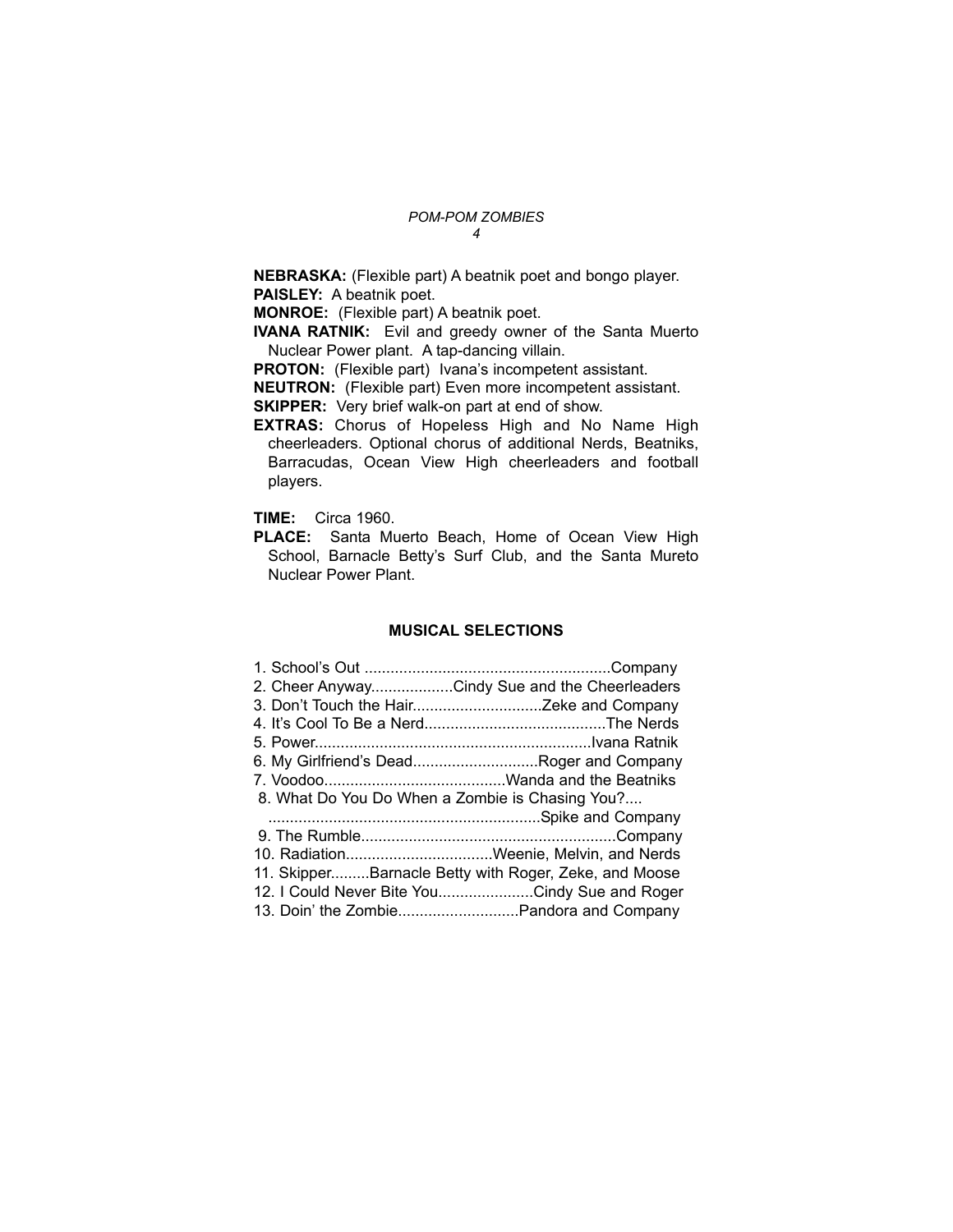**NEBRASKA:** (Flexible part) A beatnik poet and bongo player.

**PAISLEY:** A beatnik poet.

**MONROE:** (Flexible part) A beatnik poet.

**IVANA RATNIK:** Evil and greedy owner of the Santa Muerto Nuclear Power plant. A tap-dancing villain.

**PROTON:** (Flexible part) Ivana's incompetent assistant.

**NEUTRON:** (Flexible part) Even more incompetent assistant.

**SKIPPER:** Very brief walk-on part at end of show.

**EXTRAS:** Chorus of Hopeless High and No Name High cheerleaders. Optional chorus of additional Nerds, Beatniks, Barracudas, Ocean View High cheerleaders and football players.

**TIME:** Circa 1960.

**PLACE:** Santa Muerto Beach, Home of Ocean View High School, Barnacle Betty's Surf Club, and the Santa Mureto Nuclear Power Plant.

### MUSICAL SELECTIONS

1. School's Out ........................................................Company
2. Cheer Anyway..................Cindy Sue and the Cheerleaders
3. Don't Touch the Hair.............................Zeke and Company
4. It's Cool To Be a Nerd.........................................The Nerds
5. Power..............................................................Ivana Ratnik
6. My Girlfriend's Dead............................Roger and Company
7. Voodoo.........................................Wanda and the Beatniks
8. What Do You Do When a Zombie is Chasing You?.... ..............................................................Spike and Company
9. The Rumble..........................................................Company
10. Radiation..................................Weenie, Melvin, and Nerds
11. Skipper.........Barnacle Betty with Roger, Zeke, and Moose
12. I Could Never Bite You......................Cindy Sue and Roger
13. Doin' the Zombie............................Pandora and Company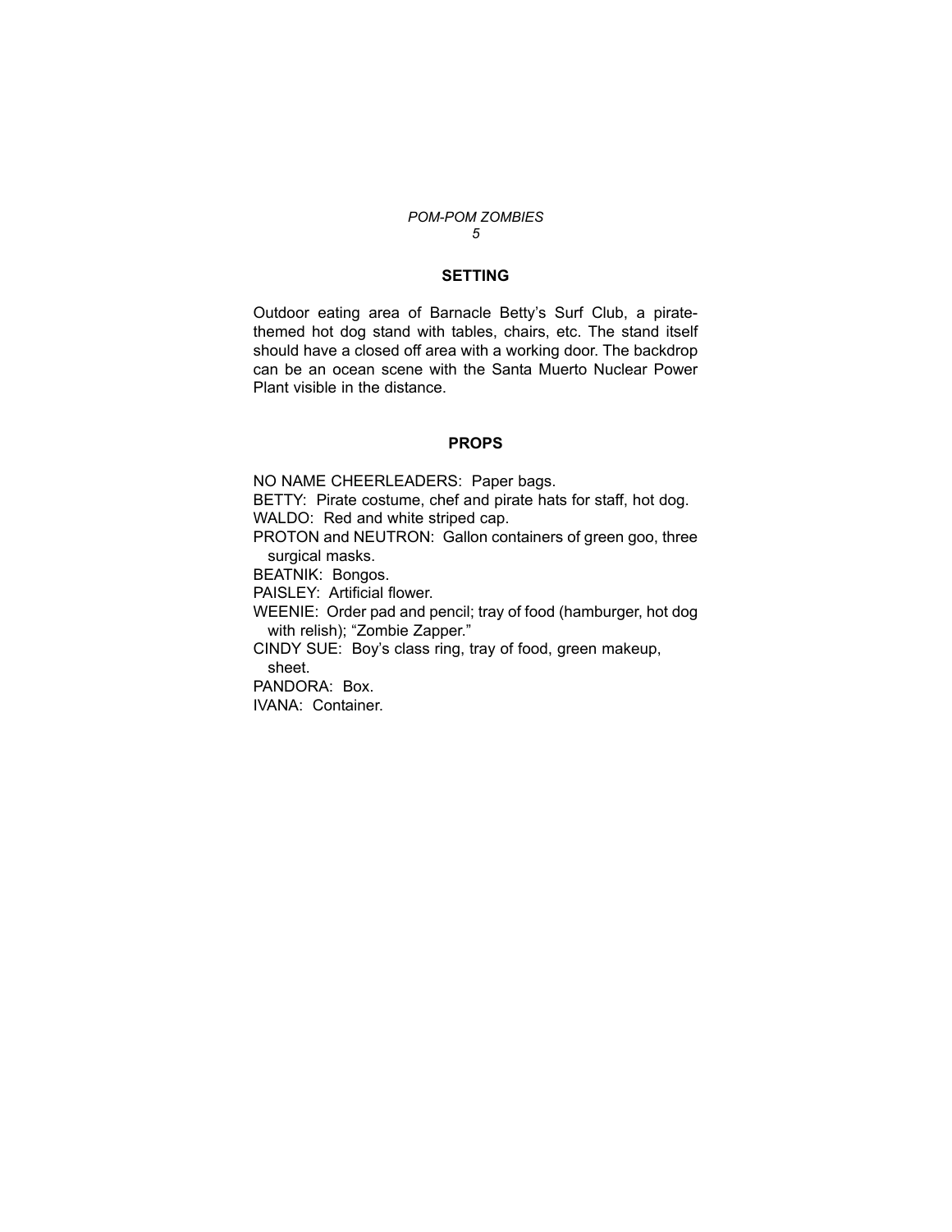## SETTING

Outdoor eating area of Barnacle Betty's Surf Club, a pirate-themed hot dog stand with tables, chairs, etc. The stand itself should have a closed off area with a working door. The backdrop can be an ocean scene with the Santa Muerto Nuclear Power Plant visible in the distance.

## PROPS

NO NAME CHEERLEADERS: Paper bags.
BETTY: Pirate costume, chef and pirate hats for staff, hot dog.
WALDO: Red and white striped cap.
PROTON and NEUTRON: Gallon containers of green goo, three surgical masks.
BEATNIK: Bongos.
PAISLEY: Artificial flower.
WEENIE: Order pad and pencil; tray of food (hamburger, hot dog with relish); "Zombie Zapper."
CINDY SUE: Boy's class ring, tray of food, green makeup, sheet.
PANDORA: Box.
IVANA: Container.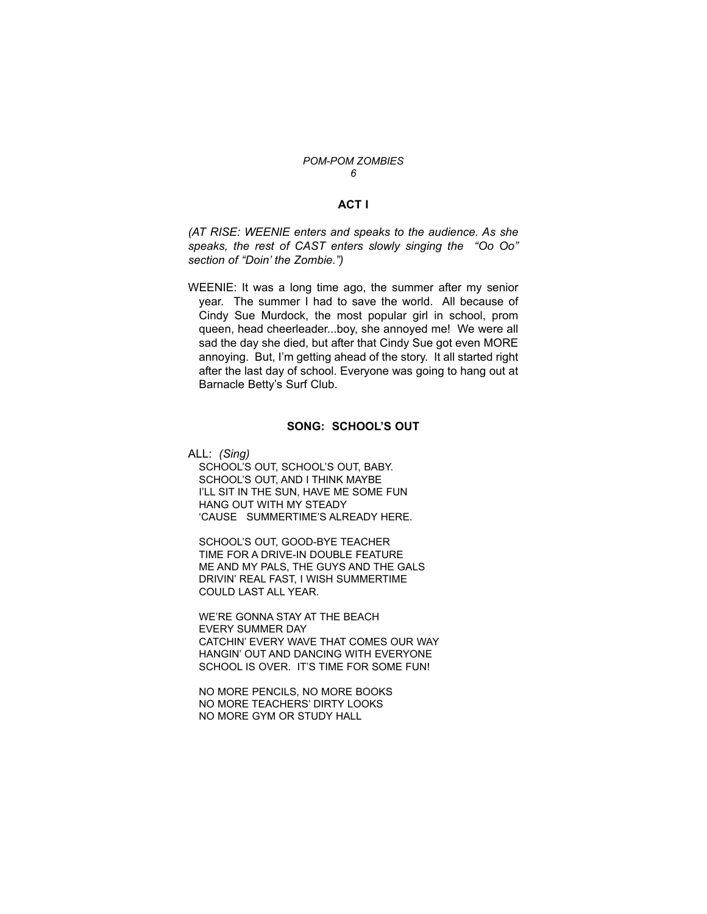## ACT I

*(AT RISE: WEENIE enters and speaks to the audience. As she speaks, the rest of CAST enters slowly singing the "Oo Oo" section of "Doin' the Zombie.")*

WEENIE: It was a long time ago, the summer after my senior year. The summer I had to save the world. All because of Cindy Sue Murdock, the most popular girl in school, prom queen, head cheerleader...boy, she annoyed me! We were all sad the day she died, but after that Cindy Sue got even MORE annoying. But, I'm getting ahead of the story. It all started right after the last day of school. Everyone was going to hang out at Barnacle Betty's Surf Club.

### SONG: SCHOOL'S OUT

ALL: *(Sing)*

SCHOOL'S OUT, SCHOOL'S OUT, BABY.
SCHOOL'S OUT, AND I THINK MAYBE
I'LL SIT IN THE SUN, HAVE ME SOME FUN
HANG OUT WITH MY STEADY
'CAUSE SUMMERTIME'S ALREADY HERE.

SCHOOL'S OUT, GOOD-BYE TEACHER
TIME FOR A DRIVE-IN DOUBLE FEATURE
ME AND MY PALS, THE GUYS AND THE GALS
DRIVIN' REAL FAST, I WISH SUMMERTIME
COULD LAST ALL YEAR.

WE'RE GONNA STAY AT THE BEACH
EVERY SUMMER DAY
CATCHIN' EVERY WAVE THAT COMES OUR WAY
HANGIN' OUT AND DANCING WITH EVERYONE
SCHOOL IS OVER. IT'S TIME FOR SOME FUN!

NO MORE PENCILS, NO MORE BOOKS
NO MORE TEACHERS' DIRTY LOOKS
NO MORE GYM OR STUDY HALL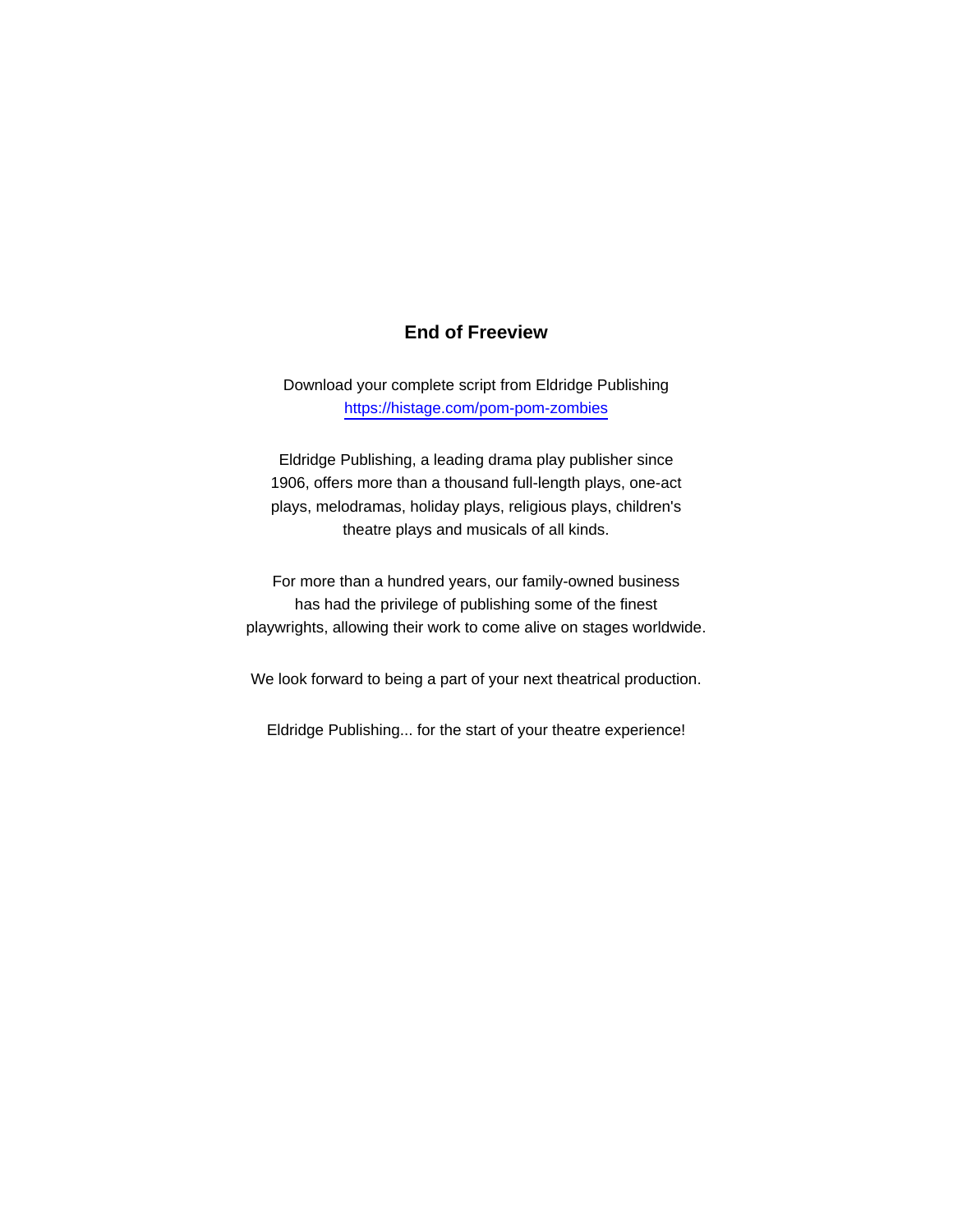**End of Freeview**

Download your complete script from Eldridge Publishing
[https://histage.com/pom-pom-zombies](https://histage.com/pom-pom-zombies)

Eldridge Publishing, a leading drama play publisher since 1906, offers more than a thousand full-length plays, one-act plays, melodramas, holiday plays, religious plays, children's theatre plays and musicals of all kinds.

For more than a hundred years, our family-owned business has had the privilege of publishing some of the finest playwrights, allowing their work to come alive on stages worldwide.

We look forward to being a part of your next theatrical production.

Eldridge Publishing... for the start of your theatre experience!